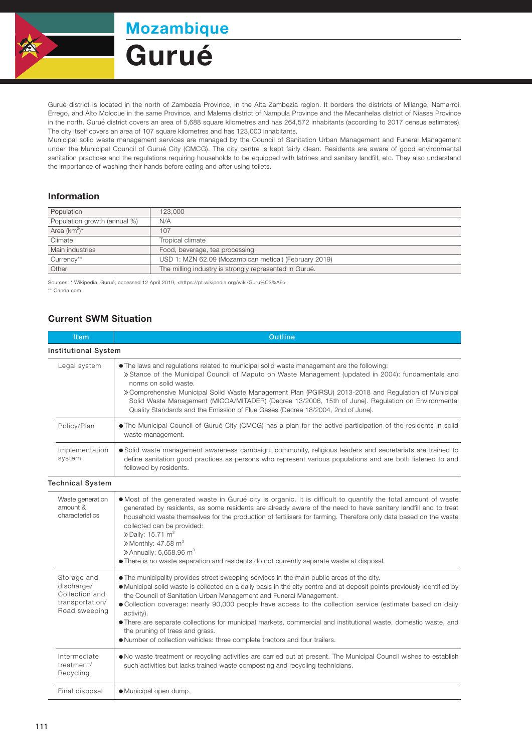# Mozambique

# Gurué

Gurué district is located in the north of Zambezia Province, in the Alta Zambezia region. It borders the districts of Milange, Namarroi, Errego, and Alto Molocue in the same Province, and Malema district of Nampula Province and the Mecanhelas district of Niassa Province in the north. Gurué district covers an area of 5,688 square kilometres and has 264,572 inhabitants (according to 2017 census estimates). The city itself covers an area of 107 square kilometres and has 123,000 inhabitants.

Municipal solid waste management services are managed by the Council of Sanitation Urban Management and Funeral Management under the Municipal Council of Gurué City (CMCG). The city centre is kept fairly clean. Residents are aware of good environmental sanitation practices and the regulations requiring households to be equipped with latrines and sanitary landfill, etc. They also understand the importance of washing their hands before eating and after using toilets.

## Information

| | |
|---|---|
| Population | 123,000 |
| Population growth (annual %) | N/A |
| Area (km$^2$)* | 107 |
| Climate | Tropical climate |
| Main industries | Food, beverage, tea processing |
| Currency** | USD 1: MZN 62.09 (Mozambican metical) (February 2019) |
| Other | The milling industry is strongly represented in Gurué. |

Sources: * Wikipedia, Gurué, accessed 12 April 2019, <https://pt.wikipedia.org/wiki/Guru%C3%A9>
** Oanda.com

## Current SWM Situation

| Item | Outline |
|---|---|
| **Institutional System** | |
| Legal system | ● The laws and regulations related to municipal solid waste management are the following:<br>» Stance of the Municipal Council of Maputo on Waste Management (updated in 2004): fundamentals and norms on solid waste.<br>» Comprehensive Municipal Solid Waste Management Plan (PGIRSU) 2013-2018 and Regulation of Municipal Solid Waste Management (MICOA/MITADER) (Decree 13/2006, 15th of June). Regulation on Environmental Quality Standards and the Emission of Flue Gases (Decree 18/2004, 2nd of June). |
| Policy/Plan | ● The Municipal Council of Gurué City (CMCG) has a plan for the active participation of the residents in solid waste management. |
| Implementation system | ● Solid waste management awareness campaign: community, religious leaders and secretariats are trained to define sanitation good practices as persons who represent various populations and are both listened to and followed by residents. |
| **Technical System** | |
| Waste generation amount & characteristics | ● Most of the generated waste in Gurué city is organic. It is difficult to quantify the total amount of waste generated by residents, as some residents are already aware of the need to have sanitary landfill and to treat household waste themselves for the production of fertilisers for farming. Therefore only data based on the waste collected can be provided:<br>» Daily: 15.71 m$^3$<br>» Monthly: 47.58 m$^3$<br>» Annually: 5,658.96 m$^3$<br>● There is no waste separation and residents do not currently separate waste at disposal. |
| Storage and discharge/ Collection and transportation/ Road sweeping | ● The municipality provides street sweeping services in the main public areas of the city.<br>● Municipal solid waste is collected on a daily basis in the city centre and at deposit points previously identified by the Council of Sanitation Urban Management and Funeral Management.<br>● Collection coverage: nearly 90,000 people have access to the collection service (estimate based on daily activity).<br>● There are separate collections for municipal markets, commercial and institutional waste, domestic waste, and the pruning of trees and grass.<br>● Number of collection vehicles: three complete tractors and four trailers. |
| Intermediate treatment/ Recycling | ● No waste treatment or recycling activities are carried out at present. The Municipal Council wishes to establish such activities but lacks trained waste composting and recycling technicians. |
| Final disposal | ● Municipal open dump. |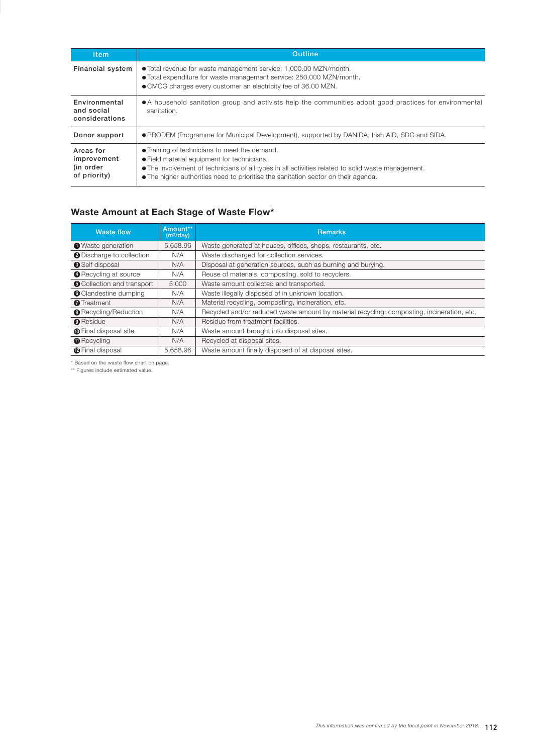| Item | Outline |
|---|---|
| Financial system | ● Total revenue for waste management service: 1,000.00 MZN/month.<br>● Total expenditure for waste management service: 250,000 MZN/month.<br>● CMCG charges every customer an electricity fee of 36.00 MZN. |
| Environmental and social considerations | ● A household sanitation group and activists help the communities adopt good practices for environmental sanitation. |
| Donor support | ● PRODEM (Programme for Municipal Development), supported by DANIDA, Irish AID, SDC and SIDA. |
| Areas for improvement (in order of priority) | ● Training of technicians to meet the demand.<br>● Field material equipment for technicians.<br>● The involvement of technicians of all types in all activities related to solid waste management.<br>● The higher authorities need to prioritise the sanitation sector on their agenda. |

## Waste Amount at Each Stage of Waste Flow*

| Waste flow | Amount** ($m^3$/day) | Remarks |
|---|---|---|
| ❶ Waste generation | 5,658.96 | Waste generated at houses, offices, shops, restaurants, etc. |
| ❷ Discharge to collection | N/A | Waste discharged for collection services. |
| ❸ Self disposal | N/A | Disposal at generation sources, such as burning and burying. |
| ❹ Recycling at source | N/A | Reuse of materials, composting, sold to recyclers. |
| ❺ Collection and transport | 5,000 | Waste amount collected and transported. |
| ❻ Clandestine dumping | N/A | Waste illegally disposed of in unknown location. |
| ❼ Treatment | N/A | Material recycling, composting, incineration, etc. |
| ❽ Recycling/Reduction | N/A | Recycled and/or reduced waste amount by material recycling, composting, incineration, etc. |
| ❾ Residue | N/A | Residue from treatment facilities. |
| ❿ Final disposal site | N/A | Waste amount brought into disposal sites. |
| ⓫ Recycling | N/A | Recycled at disposal sites. |
| ⓬ Final disposal | 5,658.96 | Waste amount finally disposed of at disposal sites. |

\* Based on the waste flow chart on page.
\*\* Figures include estimated value.

*This information was confirmed by the focal point in November 2018.*